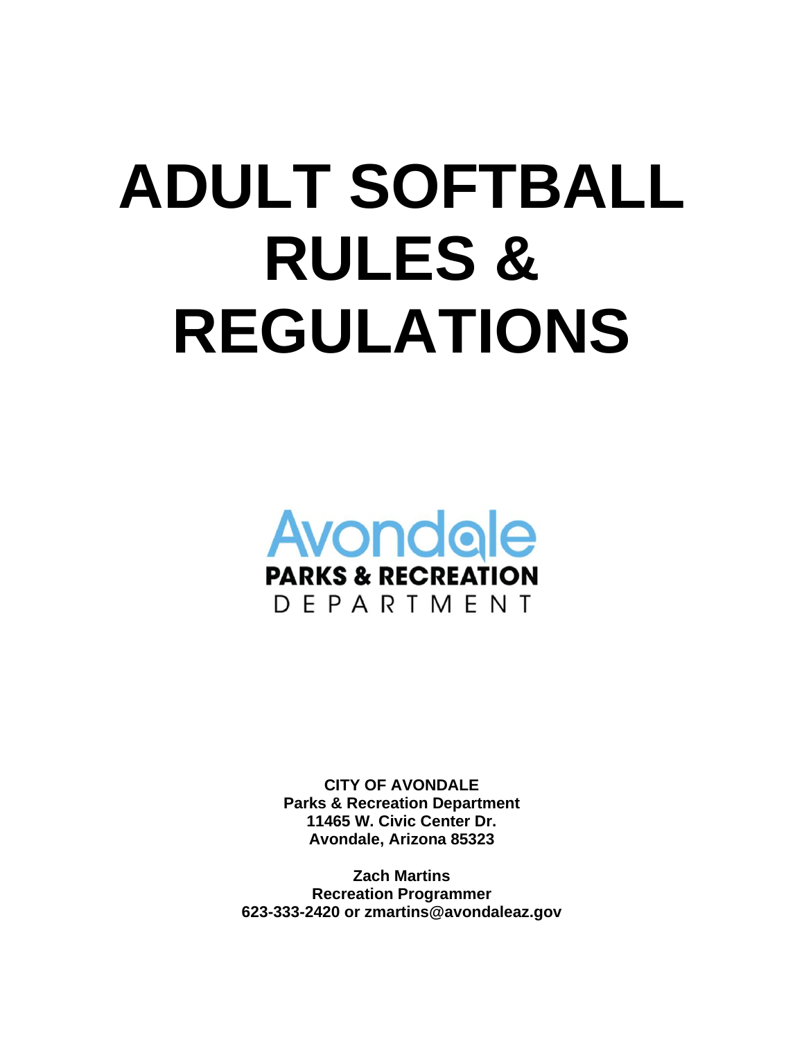# ADULT SOFTBALL RULES & REGULATIONS

Avondale
**PARKS & RECREATION**
DEPARTMENT

**CITY OF AVONDALE**
**Parks & Recreation Department**
**11465 W. Civic Center Dr.**
**Avondale, Arizona 85323**

**Zach Martins**
**Recreation Programmer**
**623-333-2420 or zmartins@avondaleaz.gov**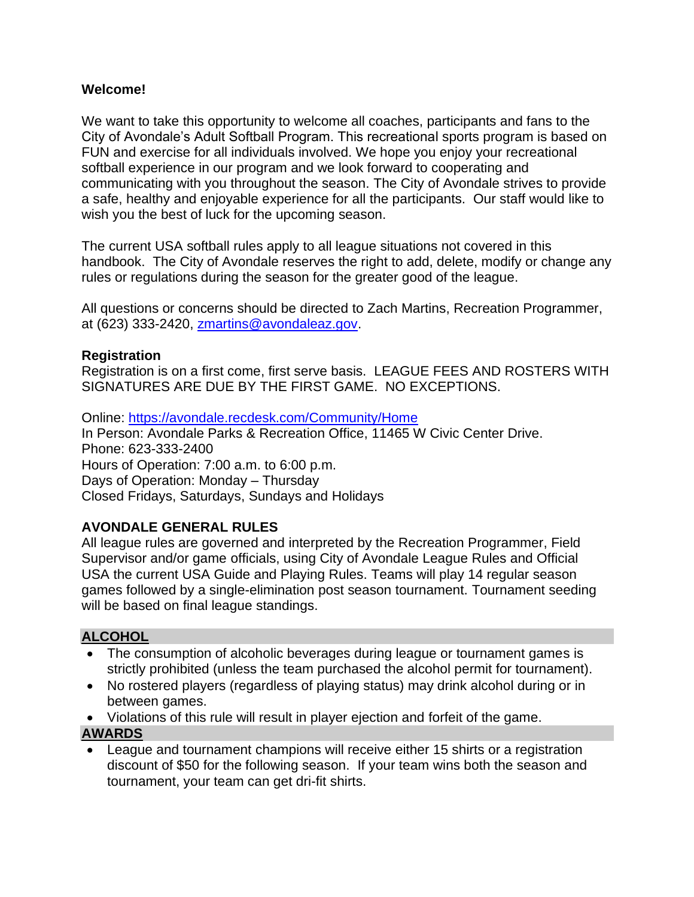**Welcome!**

We want to take this opportunity to welcome all coaches, participants and fans to the City of Avondale's Adult Softball Program. This recreational sports program is based on FUN and exercise for all individuals involved. We hope you enjoy your recreational softball experience in our program and we look forward to cooperating and communicating with you throughout the season. The City of Avondale strives to provide a safe, healthy and enjoyable experience for all the participants. Our staff would like to wish you the best of luck for the upcoming season.

The current USA softball rules apply to all league situations not covered in this handbook. The City of Avondale reserves the right to add, delete, modify or change any rules or regulations during the season for the greater good of the league.

All questions or concerns should be directed to Zach Martins, Recreation Programmer, at (623) 333-2420, [zmartins@avondaleaz.gov](mailto:zmartins@avondaleaz.gov).

**Registration**
Registration is on a first come, first serve basis. LEAGUE FEES AND ROSTERS WITH SIGNATURES ARE DUE BY THE FIRST GAME. NO EXCEPTIONS.

Online: [https://avondale.recdesk.com/Community/Home](https://avondale.recdesk.com/Community/Home)
In Person: Avondale Parks & Recreation Office, 11465 W Civic Center Drive.
Phone: 623-333-2400
Hours of Operation: 7:00 a.m. to 6:00 p.m.
Days of Operation: Monday – Thursday
Closed Fridays, Saturdays, Sundays and Holidays

**AVONDALE GENERAL RULES**
All league rules are governed and interpreted by the Recreation Programmer, Field Supervisor and/or game officials, using City of Avondale League Rules and Official USA the current USA Guide and Playing Rules. Teams will play 14 regular season games followed by a single-elimination post season tournament. Tournament seeding will be based on final league standings.

**ALCOHOL**

- The consumption of alcoholic beverages during league or tournament games is strictly prohibited (unless the team purchased the alcohol permit for tournament).
- No rostered players (regardless of playing status) may drink alcohol during or in between games.
- Violations of this rule will result in player ejection and forfeit of the game.

**AWARDS**

- League and tournament champions will receive either 15 shirts or a registration discount of $50 for the following season. If your team wins both the season and tournament, your team can get dri-fit shirts.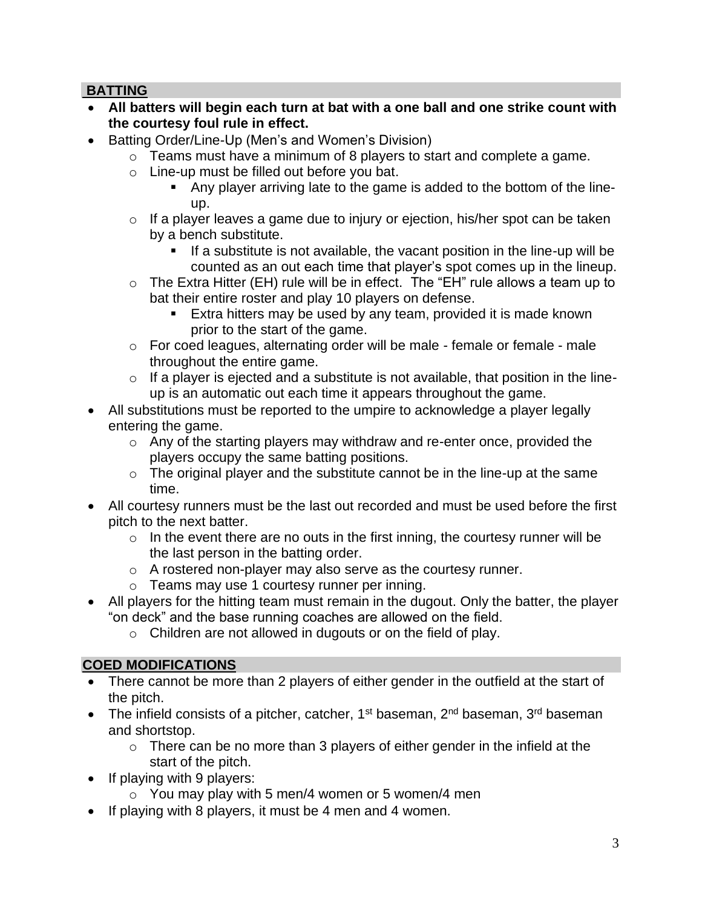## BATTING

- **All batters will begin each turn at bat with a one ball and one strike count with the courtesy foul rule in effect.**
- Batting Order/Line-Up (Men's and Women's Division)
  - Teams must have a minimum of 8 players to start and complete a game.
  - Line-up must be filled out before you bat.
    - Any player arriving late to the game is added to the bottom of the line-up.
  - If a player leaves a game due to injury or ejection, his/her spot can be taken by a bench substitute.
    - If a substitute is not available, the vacant position in the line-up will be counted as an out each time that player's spot comes up in the lineup.
  - The Extra Hitter (EH) rule will be in effect. The "EH" rule allows a team up to bat their entire roster and play 10 players on defense.
    - Extra hitters may be used by any team, provided it is made known prior to the start of the game.
  - For coed leagues, alternating order will be male - female or female - male throughout the entire game.
  - If a player is ejected and a substitute is not available, that position in the line-up is an automatic out each time it appears throughout the game.
- All substitutions must be reported to the umpire to acknowledge a player legally entering the game.
  - Any of the starting players may withdraw and re-enter once, provided the players occupy the same batting positions.
  - The original player and the substitute cannot be in the line-up at the same time.
- All courtesy runners must be the last out recorded and must be used before the first pitch to the next batter.
  - In the event there are no outs in the first inning, the courtesy runner will be the last person in the batting order.
  - A rostered non-player may also serve as the courtesy runner.
  - Teams may use 1 courtesy runner per inning.
- All players for the hitting team must remain in the dugout. Only the batter, the player "on deck" and the base running coaches are allowed on the field.
  - Children are not allowed in dugouts or on the field of play.

## COED MODIFICATIONS

- There cannot be more than 2 players of either gender in the outfield at the start of the pitch.
- The infield consists of a pitcher, catcher, 1st baseman, 2nd baseman, 3rd baseman and shortstop.
  - There can be no more than 3 players of either gender in the infield at the start of the pitch.
- If playing with 9 players:
  - You may play with 5 men/4 women or 5 women/4 men
- If playing with 8 players, it must be 4 men and 4 women.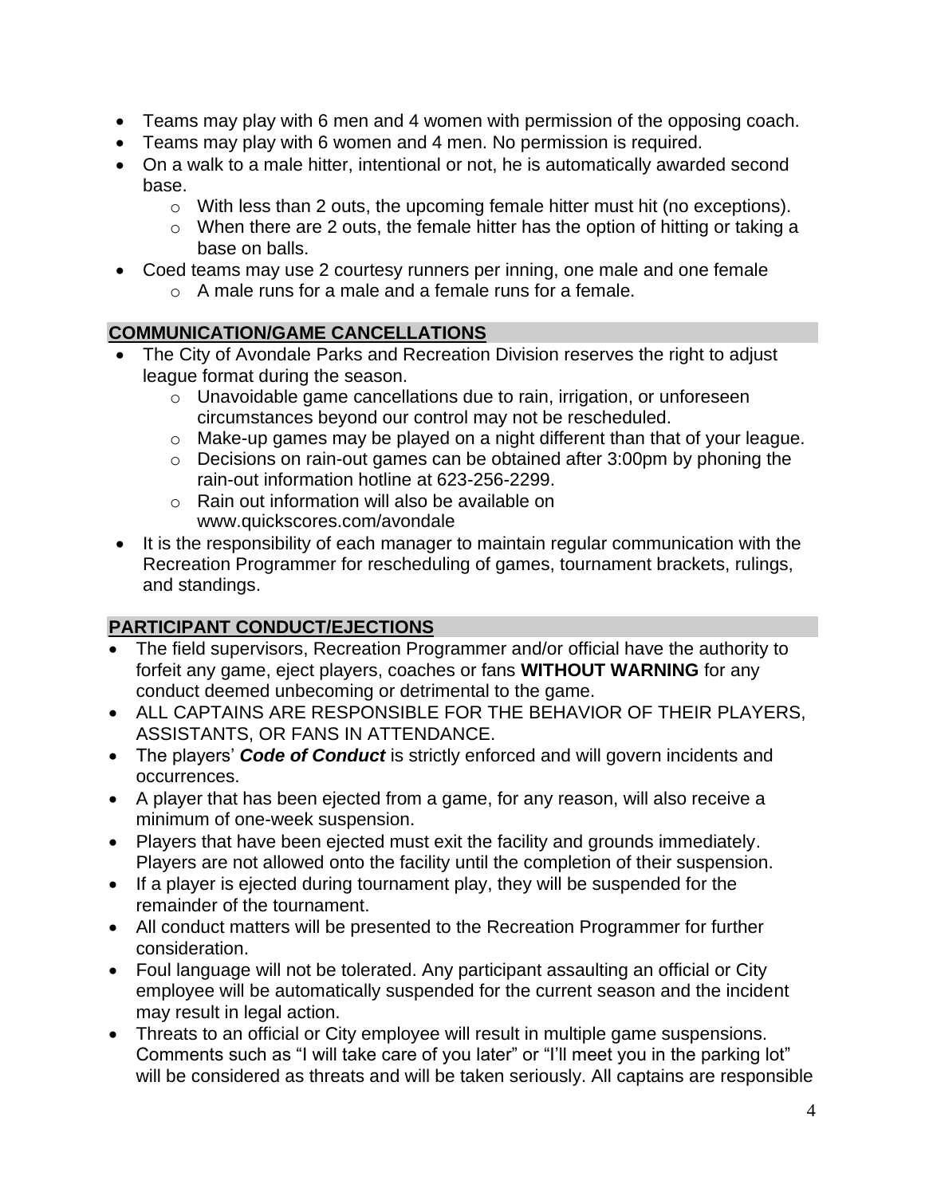- Teams may play with 6 men and 4 women with permission of the opposing coach.
- Teams may play with 6 women and 4 men. No permission is required.
- On a walk to a male hitter, intentional or not, he is automatically awarded second base.
  - With less than 2 outs, the upcoming female hitter must hit (no exceptions).
  - When there are 2 outs, the female hitter has the option of hitting or taking a base on balls.
- Coed teams may use 2 courtesy runners per inning, one male and one female
  - A male runs for a male and a female runs for a female.

## COMMUNICATION/GAME CANCELLATIONS

- The City of Avondale Parks and Recreation Division reserves the right to adjust league format during the season.
  - Unavoidable game cancellations due to rain, irrigation, or unforeseen circumstances beyond our control may not be rescheduled.
  - Make-up games may be played on a night different than that of your league.
  - Decisions on rain-out games can be obtained after 3:00pm by phoning the rain-out information hotline at 623-256-2299.
  - Rain out information will also be available on www.quickscores.com/avondale
- It is the responsibility of each manager to maintain regular communication with the Recreation Programmer for rescheduling of games, tournament brackets, rulings, and standings.

## PARTICIPANT CONDUCT/EJECTIONS

- The field supervisors, Recreation Programmer and/or official have the authority to forfeit any game, eject players, coaches or fans **WITHOUT WARNING** for any conduct deemed unbecoming or detrimental to the game.
- ALL CAPTAINS ARE RESPONSIBLE FOR THE BEHAVIOR OF THEIR PLAYERS, ASSISTANTS, OR FANS IN ATTENDANCE.
- The players' ***Code of Conduct*** is strictly enforced and will govern incidents and occurrences.
- A player that has been ejected from a game, for any reason, will also receive a minimum of one-week suspension.
- Players that have been ejected must exit the facility and grounds immediately. Players are not allowed onto the facility until the completion of their suspension.
- If a player is ejected during tournament play, they will be suspended for the remainder of the tournament.
- All conduct matters will be presented to the Recreation Programmer for further consideration.
- Foul language will not be tolerated. Any participant assaulting an official or City employee will be automatically suspended for the current season and the incident may result in legal action.
- Threats to an official or City employee will result in multiple game suspensions. Comments such as "I will take care of you later" or "I'll meet you in the parking lot" will be considered as threats and will be taken seriously. All captains are responsible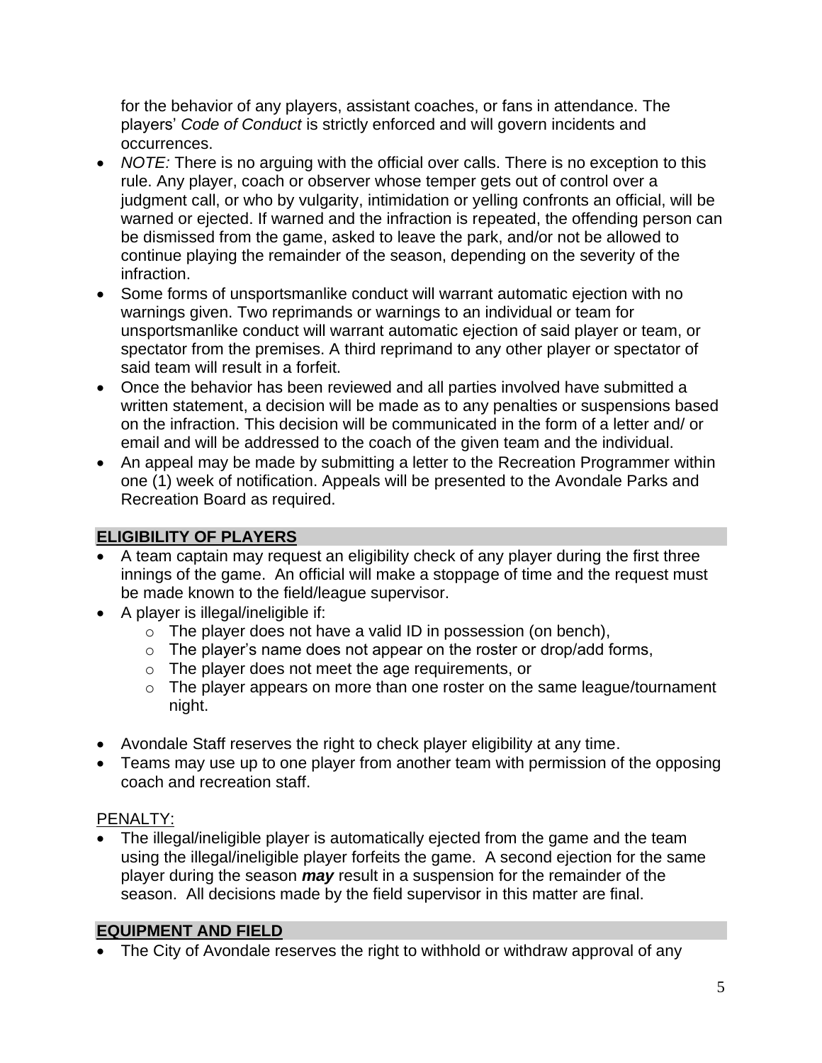for the behavior of any players, assistant coaches, or fans in attendance. The players' *Code of Conduct* is strictly enforced and will govern incidents and occurrences.

- *NOTE:* There is no arguing with the official over calls. There is no exception to this rule. Any player, coach or observer whose temper gets out of control over a judgment call, or who by vulgarity, intimidation or yelling confronts an official, will be warned or ejected. If warned and the infraction is repeated, the offending person can be dismissed from the game, asked to leave the park, and/or not be allowed to continue playing the remainder of the season, depending on the severity of the infraction.
- Some forms of unsportsmanlike conduct will warrant automatic ejection with no warnings given. Two reprimands or warnings to an individual or team for unsportsmanlike conduct will warrant automatic ejection of said player or team, or spectator from the premises. A third reprimand to any other player or spectator of said team will result in a forfeit.
- Once the behavior has been reviewed and all parties involved have submitted a written statement, a decision will be made as to any penalties or suspensions based on the infraction. This decision will be communicated in the form of a letter and/ or email and will be addressed to the coach of the given team and the individual.
- An appeal may be made by submitting a letter to the Recreation Programmer within one (1) week of notification. Appeals will be presented to the Avondale Parks and Recreation Board as required.

## ELIGIBILITY OF PLAYERS

- A team captain may request an eligibility check of any player during the first three innings of the game. An official will make a stoppage of time and the request must be made known to the field/league supervisor.
- A player is illegal/ineligible if:
  - The player does not have a valid ID in possession (on bench),
  - The player's name does not appear on the roster or drop/add forms,
  - The player does not meet the age requirements, or
  - The player appears on more than one roster on the same league/tournament night.
- Avondale Staff reserves the right to check player eligibility at any time.
- Teams may use up to one player from another team with permission of the opposing coach and recreation staff.

PENALTY:

- The illegal/ineligible player is automatically ejected from the game and the team using the illegal/ineligible player forfeits the game. A second ejection for the same player during the season ***may*** result in a suspension for the remainder of the season. All decisions made by the field supervisor in this matter are final.

## EQUIPMENT AND FIELD

- The City of Avondale reserves the right to withhold or withdraw approval of any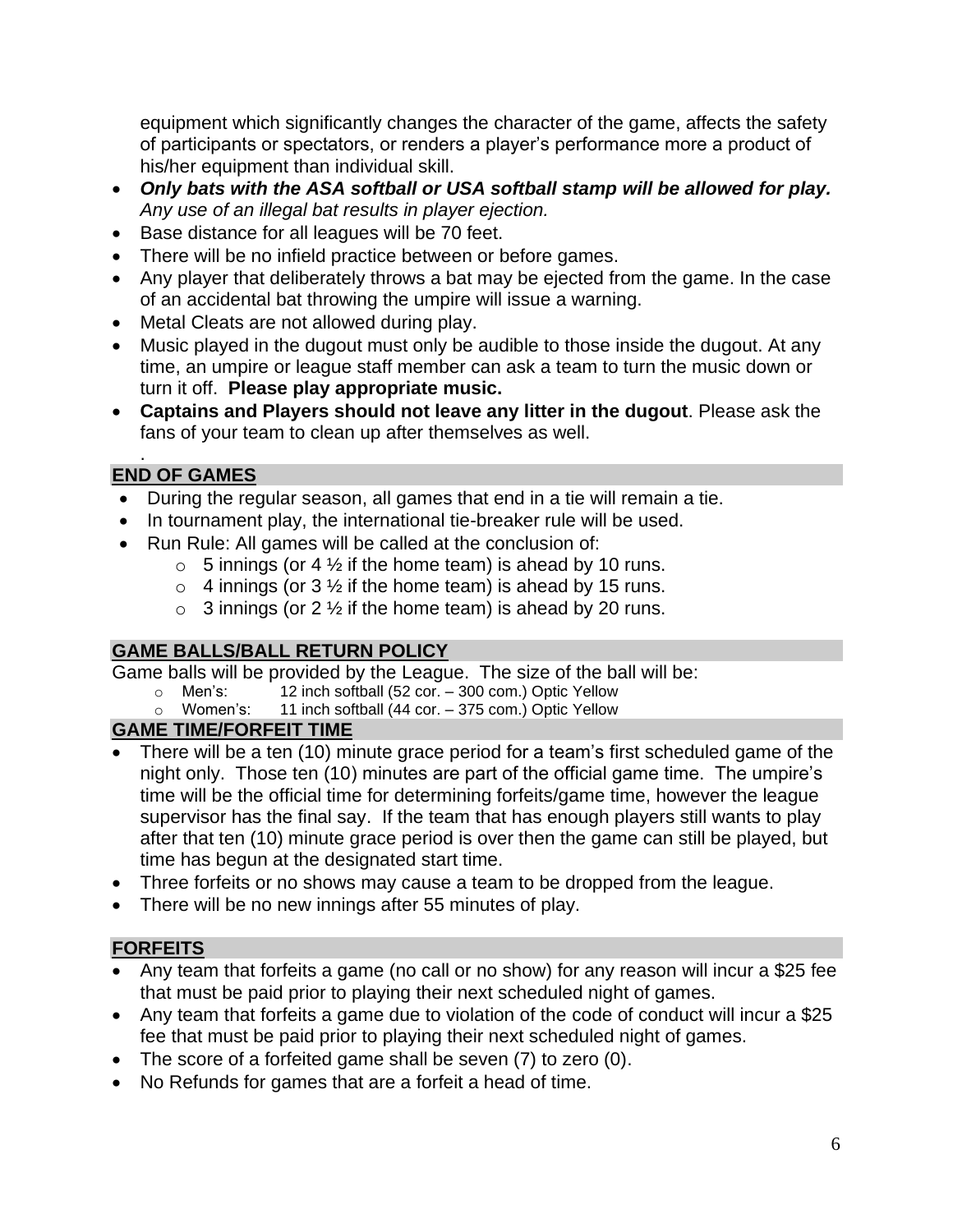equipment which significantly changes the character of the game, affects the safety of participants or spectators, or renders a player's performance more a product of his/her equipment than individual skill.

- ***Only bats with the ASA softball or USA softball stamp will be allowed for play.*** *Any use of an illegal bat results in player ejection.*
- Base distance for all leagues will be 70 feet.
- There will be no infield practice between or before games.
- Any player that deliberately throws a bat may be ejected from the game. In the case of an accidental bat throwing the umpire will issue a warning.
- Metal Cleats are not allowed during play.
- Music played in the dugout must only be audible to those inside the dugout. At any time, an umpire or league staff member can ask a team to turn the music down or turn it off. **Please play appropriate music.**
- **Captains and Players should not leave any litter in the dugout**. Please ask the fans of your team to clean up after themselves as well.

.

## END OF GAMES

- During the regular season, all games that end in a tie will remain a tie.
- In tournament play, the international tie-breaker rule will be used.
- Run Rule: All games will be called at the conclusion of:
  - 5 innings (or 4 ½ if the home team) is ahead by 10 runs.
  - 4 innings (or 3 ½ if the home team) is ahead by 15 runs.
  - 3 innings (or 2 ½ if the home team) is ahead by 20 runs.

## GAME BALLS/BALL RETURN POLICY

Game balls will be provided by the League. The size of the ball will be:

- Men's: 12 inch softball (52 cor. – 300 com.) Optic Yellow
- Women's: 11 inch softball (44 cor. – 375 com.) Optic Yellow

## GAME TIME/FORFEIT TIME

- There will be a ten (10) minute grace period for a team's first scheduled game of the night only. Those ten (10) minutes are part of the official game time. The umpire's time will be the official time for determining forfeits/game time, however the league supervisor has the final say. If the team that has enough players still wants to play after that ten (10) minute grace period is over then the game can still be played, but time has begun at the designated start time.
- Three forfeits or no shows may cause a team to be dropped from the league.
- There will be no new innings after 55 minutes of play.

## FORFEITS

- Any team that forfeits a game (no call or no show) for any reason will incur a $25 fee that must be paid prior to playing their next scheduled night of games.
- Any team that forfeits a game due to violation of the code of conduct will incur a $25 fee that must be paid prior to playing their next scheduled night of games.
- The score of a forfeited game shall be seven (7) to zero (0).
- No Refunds for games that are a forfeit a head of time.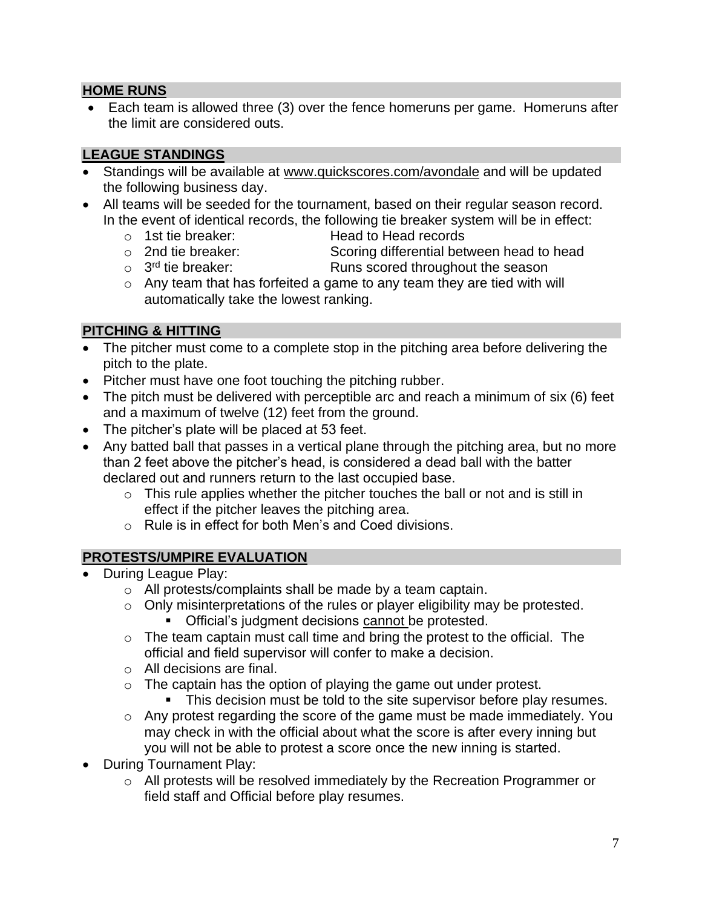## HOME RUNS

- Each team is allowed three (3) over the fence homeruns per game. Homeruns after the limit are considered outs.

## LEAGUE STANDINGS

- Standings will be available at www.quickscores.com/avondale and will be updated the following business day.
- All teams will be seeded for the tournament, based on their regular season record. In the event of identical records, the following tie breaker system will be in effect:
  - 1st tie breaker: Head to Head records
  - 2nd tie breaker: Scoring differential between head to head
  - 3rd tie breaker: Runs scored throughout the season
  - Any team that has forfeited a game to any team they are tied with will automatically take the lowest ranking.

## PITCHING & HITTING

- The pitcher must come to a complete stop in the pitching area before delivering the pitch to the plate.
- Pitcher must have one foot touching the pitching rubber.
- The pitch must be delivered with perceptible arc and reach a minimum of six (6) feet and a maximum of twelve (12) feet from the ground.
- The pitcher's plate will be placed at 53 feet.
- Any batted ball that passes in a vertical plane through the pitching area, but no more than 2 feet above the pitcher's head, is considered a dead ball with the batter declared out and runners return to the last occupied base.
  - This rule applies whether the pitcher touches the ball or not and is still in effect if the pitcher leaves the pitching area.
  - Rule is in effect for both Men's and Coed divisions.

## PROTESTS/UMPIRE EVALUATION

- During League Play:
  - All protests/complaints shall be made by a team captain.
  - Only misinterpretations of the rules or player eligibility may be protested.
    - Official's judgment decisions cannot be protested.
  - The team captain must call time and bring the protest to the official. The official and field supervisor will confer to make a decision.
  - All decisions are final.
  - The captain has the option of playing the game out under protest.
    - This decision must be told to the site supervisor before play resumes.
  - Any protest regarding the score of the game must be made immediately. You may check in with the official about what the score is after every inning but you will not be able to protest a score once the new inning is started.
- During Tournament Play:
  - All protests will be resolved immediately by the Recreation Programmer or field staff and Official before play resumes.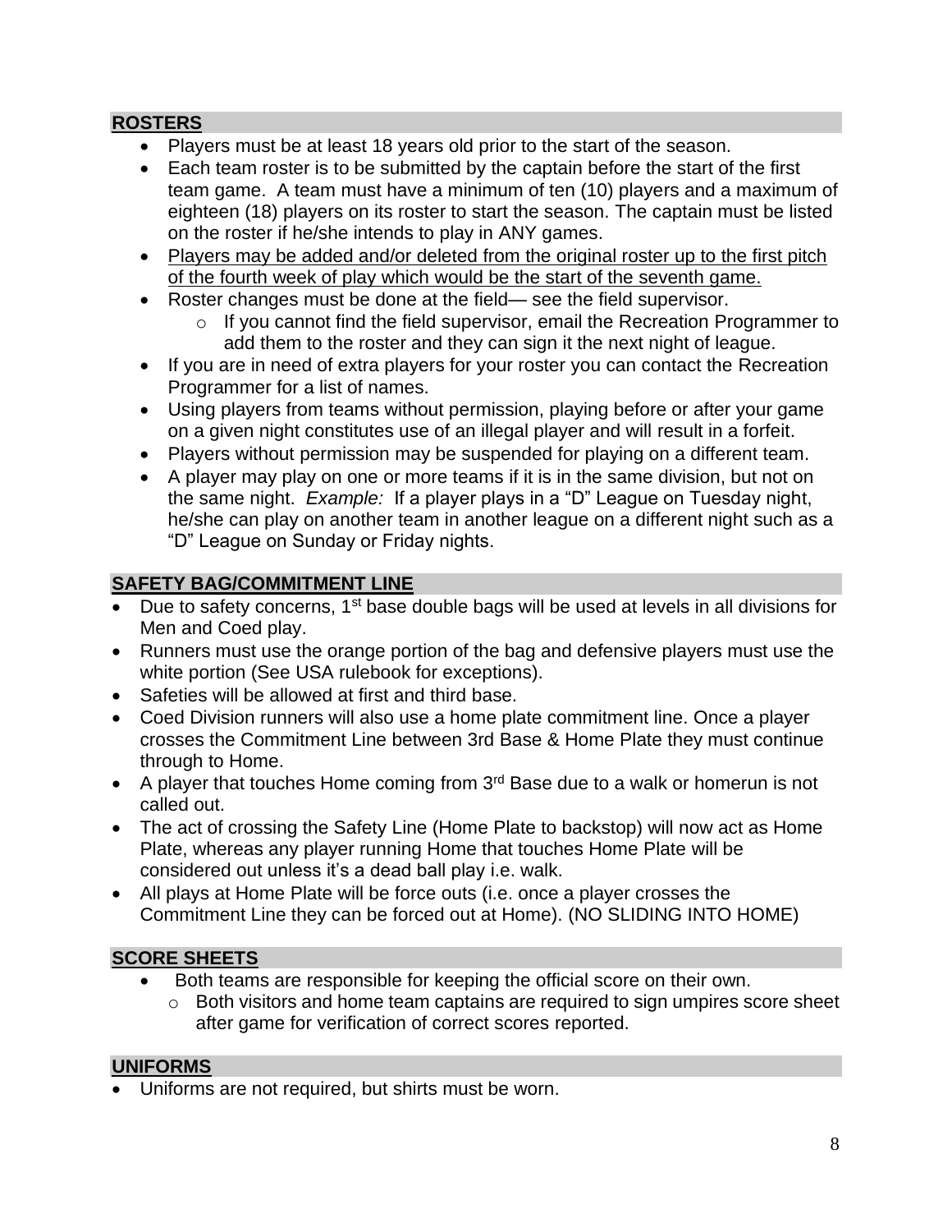## ROSTERS

- Players must be at least 18 years old prior to the start of the season.
- Each team roster is to be submitted by the captain before the start of the first team game. A team must have a minimum of ten (10) players and a maximum of eighteen (18) players on its roster to start the season. The captain must be listed on the roster if he/she intends to play in ANY games.
- <u>Players may be added and/or deleted from the original roster up to the first pitch of the fourth week of play which would be the start of the seventh game.</u>
- Roster changes must be done at the field— see the field supervisor.
  - If you cannot find the field supervisor, email the Recreation Programmer to add them to the roster and they can sign it the next night of league.
- If you are in need of extra players for your roster you can contact the Recreation Programmer for a list of names.
- Using players from teams without permission, playing before or after your game on a given night constitutes use of an illegal player and will result in a forfeit.
- Players without permission may be suspended for playing on a different team.
- A player may play on one or more teams if it is in the same division, but not on the same night. *Example:* If a player plays in a "D" League on Tuesday night, he/she can play on another team in another league on a different night such as a "D" League on Sunday or Friday nights.

## SAFETY BAG/COMMITMENT LINE

- Due to safety concerns, 1st base double bags will be used at levels in all divisions for Men and Coed play.
- Runners must use the orange portion of the bag and defensive players must use the white portion (See USA rulebook for exceptions).
- Safeties will be allowed at first and third base.
- Coed Division runners will also use a home plate commitment line. Once a player crosses the Commitment Line between 3rd Base & Home Plate they must continue through to Home.
- A player that touches Home coming from 3rd Base due to a walk or homerun is not called out.
- The act of crossing the Safety Line (Home Plate to backstop) will now act as Home Plate, whereas any player running Home that touches Home Plate will be considered out unless it's a dead ball play i.e. walk.
- All plays at Home Plate will be force outs (i.e. once a player crosses the Commitment Line they can be forced out at Home). (NO SLIDING INTO HOME)

## SCORE SHEETS

- Both teams are responsible for keeping the official score on their own.
  - Both visitors and home team captains are required to sign umpires score sheet after game for verification of correct scores reported.

## UNIFORMS

- Uniforms are not required, but shirts must be worn.